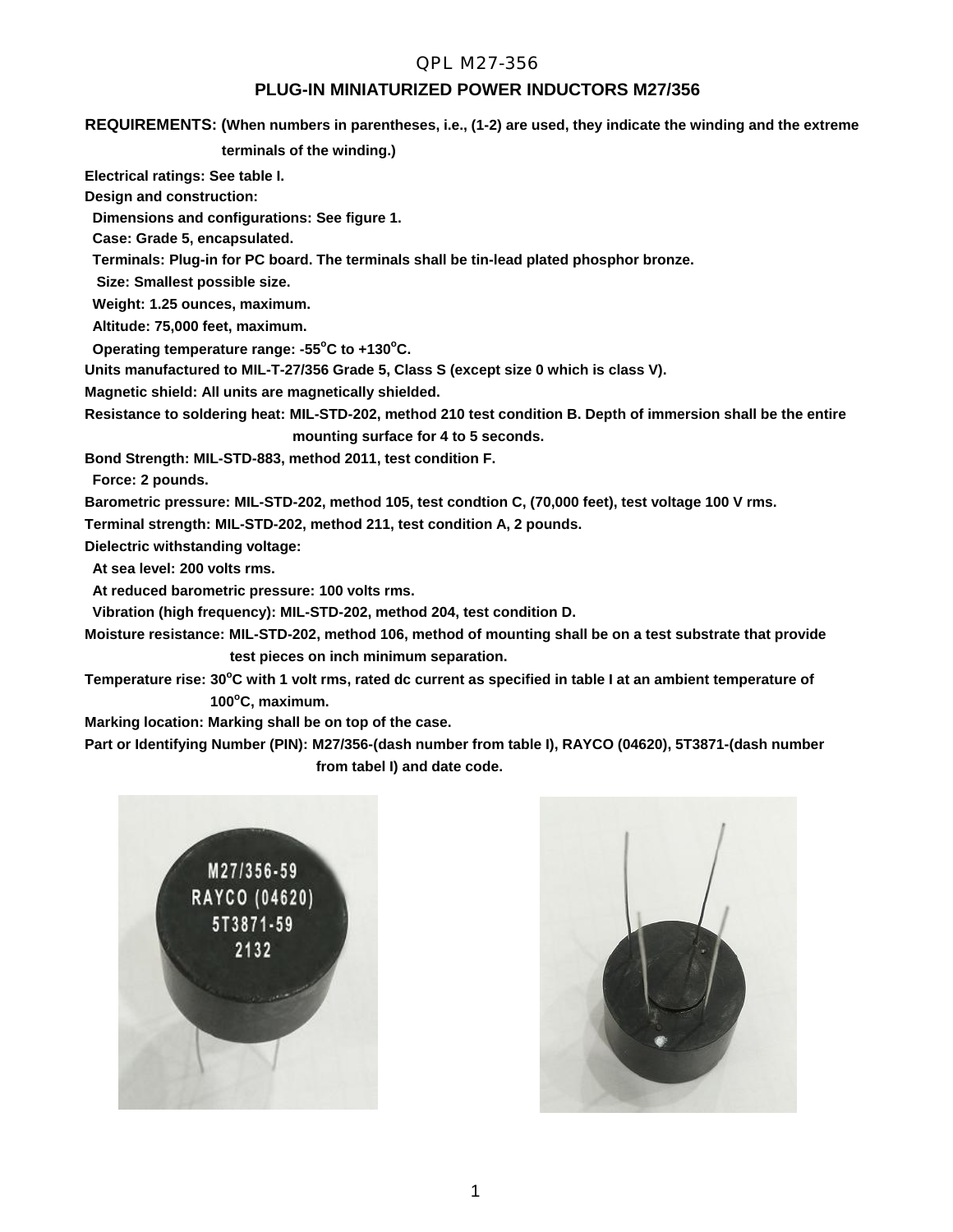# QPL M27-356

## PLUG-IN MINIATURIZED POWER INDUCTORS M27/356

**REQUIREMENTS: (When numbers in parentheses, i.e., (1-2) are used, they indicate the winding and the extreme terminals of the winding.)**

**Electrical ratings: See table I.**

**Design and construction:**

**Dimensions and configurations: See figure 1.**

**Case: Grade 5, encapsulated.**

**Terminals: Plug-in for PC board. The terminals shall be tin-lead plated phosphor bronze.**

**Size: Smallest possible size.**

**Weight: 1.25 ounces, maximum.**

**Altitude: 75,000 feet, maximum.**

**Operating temperature range: -55°C to +130°C.**

**Units manufactured to MIL-T-27/356 Grade 5, Class S (except size 0 which is class V).**

**Magnetic shield: All units are magnetically shielded.**

**Resistance to soldering heat: MIL-STD-202, method 210 test condition B. Depth of immersion shall be the entire mounting surface for 4 to 5 seconds.**

**Bond Strength: MIL-STD-883, method 2011, test condition F.**

**Force: 2 pounds.**

**Barometric pressure: MIL-STD-202, method 105, test condtion C, (70,000 feet), test voltage 100 V rms.**

**Terminal strength: MIL-STD-202, method 211, test condition A, 2 pounds.**

**Dielectric withstanding voltage:**

**At sea level: 200 volts rms.**

**At reduced barometric pressure: 100 volts rms.**

**Vibration (high frequency): MIL-STD-202, method 204, test condition D.**

**Moisture resistance: MIL-STD-202, method 106, method of mounting shall be on a test substrate that provide test pieces on inch minimum separation.**

**Temperature rise: 30°C with 1 volt rms, rated dc current as specified in table I at an ambient temperature of 100°C, maximum.**

**Marking location: Marking shall be on top of the case.**

**Part or Identifying Number (PIN): M27/356-(dash number from table I), RAYCO (04620), 5T3871-(dash number from tabel I) and date code.**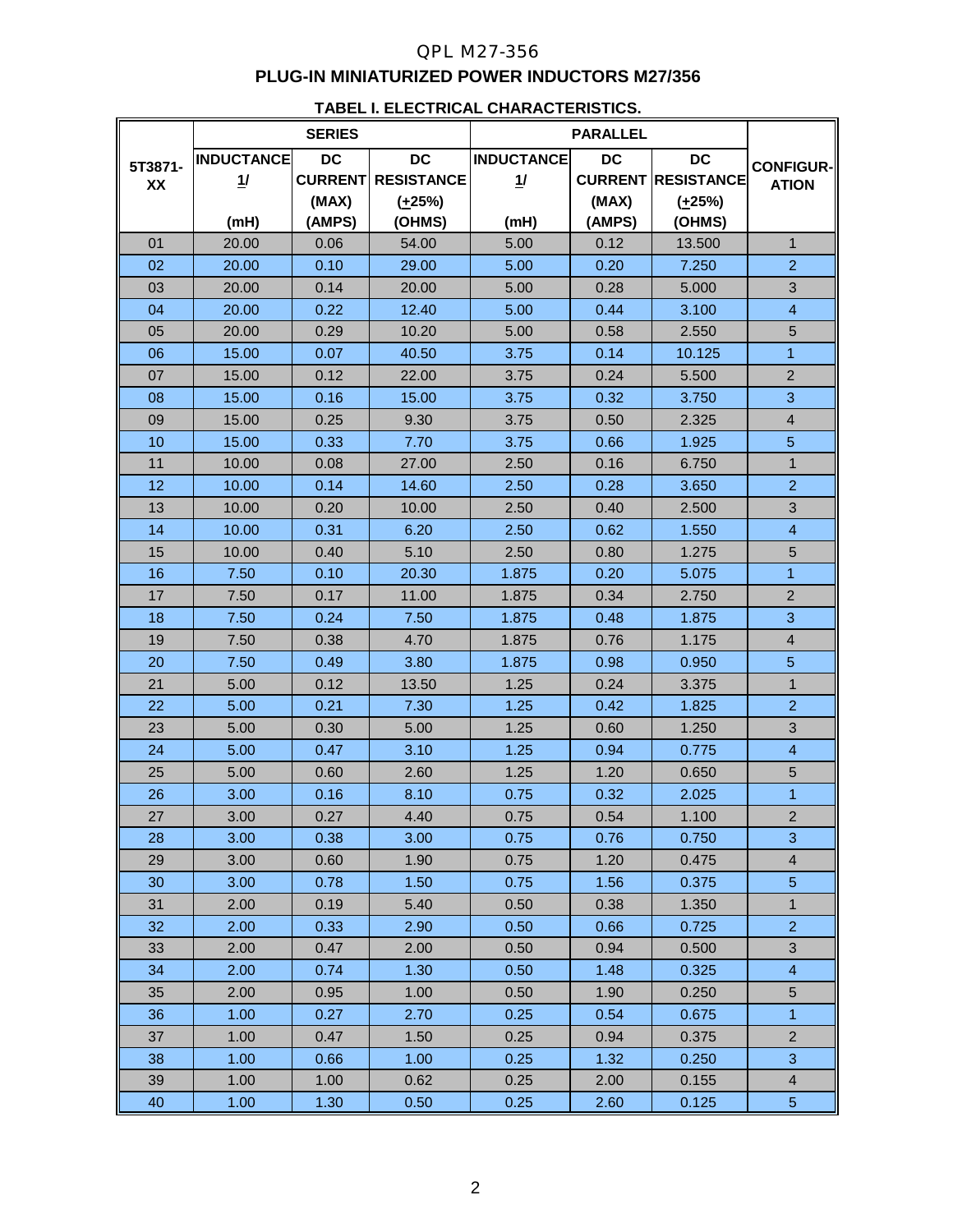QPL M27-356

# PLUG-IN MINIATURIZED POWER INDUCTORS M27/356

## TABEL I. ELECTRICAL CHARACTERISTICS.

| 5T3871-XX | SERIES | | | PARALLEL | | | CONFIGURATION |
|---|---|---|---|---|---|---|---|
| | INDUCTANCE 1/ (mH) | DC CURRENT (MAX) (AMPS) | DC RESISTANCE (±25%) (OHMS) | INDUCTANCE 1/ (mH) | DC CURRENT (MAX) (AMPS) | DC RESISTANCE (±25%) (OHMS) | |
| 01 | 20.00 | 0.06 | 54.00 | 5.00 | 0.12 | 13.500 | 1 |
| 02 | 20.00 | 0.10 | 29.00 | 5.00 | 0.20 | 7.250 | 2 |
| 03 | 20.00 | 0.14 | 20.00 | 5.00 | 0.28 | 5.000 | 3 |
| 04 | 20.00 | 0.22 | 12.40 | 5.00 | 0.44 | 3.100 | 4 |
| 05 | 20.00 | 0.29 | 10.20 | 5.00 | 0.58 | 2.550 | 5 |
| 06 | 15.00 | 0.07 | 40.50 | 3.75 | 0.14 | 10.125 | 1 |
| 07 | 15.00 | 0.12 | 22.00 | 3.75 | 0.24 | 5.500 | 2 |
| 08 | 15.00 | 0.16 | 15.00 | 3.75 | 0.32 | 3.750 | 3 |
| 09 | 15.00 | 0.25 | 9.30 | 3.75 | 0.50 | 2.325 | 4 |
| 10 | 15.00 | 0.33 | 7.70 | 3.75 | 0.66 | 1.925 | 5 |
| 11 | 10.00 | 0.08 | 27.00 | 2.50 | 0.16 | 6.750 | 1 |
| 12 | 10.00 | 0.14 | 14.60 | 2.50 | 0.28 | 3.650 | 2 |
| 13 | 10.00 | 0.20 | 10.00 | 2.50 | 0.40 | 2.500 | 3 |
| 14 | 10.00 | 0.31 | 6.20 | 2.50 | 0.62 | 1.550 | 4 |
| 15 | 10.00 | 0.40 | 5.10 | 2.50 | 0.80 | 1.275 | 5 |
| 16 | 7.50 | 0.10 | 20.30 | 1.875 | 0.20 | 5.075 | 1 |
| 17 | 7.50 | 0.17 | 11.00 | 1.875 | 0.34 | 2.750 | 2 |
| 18 | 7.50 | 0.24 | 7.50 | 1.875 | 0.48 | 1.875 | 3 |
| 19 | 7.50 | 0.38 | 4.70 | 1.875 | 0.76 | 1.175 | 4 |
| 20 | 7.50 | 0.49 | 3.80 | 1.875 | 0.98 | 0.950 | 5 |
| 21 | 5.00 | 0.12 | 13.50 | 1.25 | 0.24 | 3.375 | 1 |
| 22 | 5.00 | 0.21 | 7.30 | 1.25 | 0.42 | 1.825 | 2 |
| 23 | 5.00 | 0.30 | 5.00 | 1.25 | 0.60 | 1.250 | 3 |
| 24 | 5.00 | 0.47 | 3.10 | 1.25 | 0.94 | 0.775 | 4 |
| 25 | 5.00 | 0.60 | 2.60 | 1.25 | 1.20 | 0.650 | 5 |
| 26 | 3.00 | 0.16 | 8.10 | 0.75 | 0.32 | 2.025 | 1 |
| 27 | 3.00 | 0.27 | 4.40 | 0.75 | 0.54 | 1.100 | 2 |
| 28 | 3.00 | 0.38 | 3.00 | 0.75 | 0.76 | 0.750 | 3 |
| 29 | 3.00 | 0.60 | 1.90 | 0.75 | 1.20 | 0.475 | 4 |
| 30 | 3.00 | 0.78 | 1.50 | 0.75 | 1.56 | 0.375 | 5 |
| 31 | 2.00 | 0.19 | 5.40 | 0.50 | 0.38 | 1.350 | 1 |
| 32 | 2.00 | 0.33 | 2.90 | 0.50 | 0.66 | 0.725 | 2 |
| 33 | 2.00 | 0.47 | 2.00 | 0.50 | 0.94 | 0.500 | 3 |
| 34 | 2.00 | 0.74 | 1.30 | 0.50 | 1.48 | 0.325 | 4 |
| 35 | 2.00 | 0.95 | 1.00 | 0.50 | 1.90 | 0.250 | 5 |
| 36 | 1.00 | 0.27 | 2.70 | 0.25 | 0.54 | 0.675 | 1 |
| 37 | 1.00 | 0.47 | 1.50 | 0.25 | 0.94 | 0.375 | 2 |
| 38 | 1.00 | 0.66 | 1.00 | 0.25 | 1.32 | 0.250 | 3 |
| 39 | 1.00 | 1.00 | 0.62 | 0.25 | 2.00 | 0.155 | 4 |
| 40 | 1.00 | 1.30 | 0.50 | 0.25 | 2.60 | 0.125 | 5 |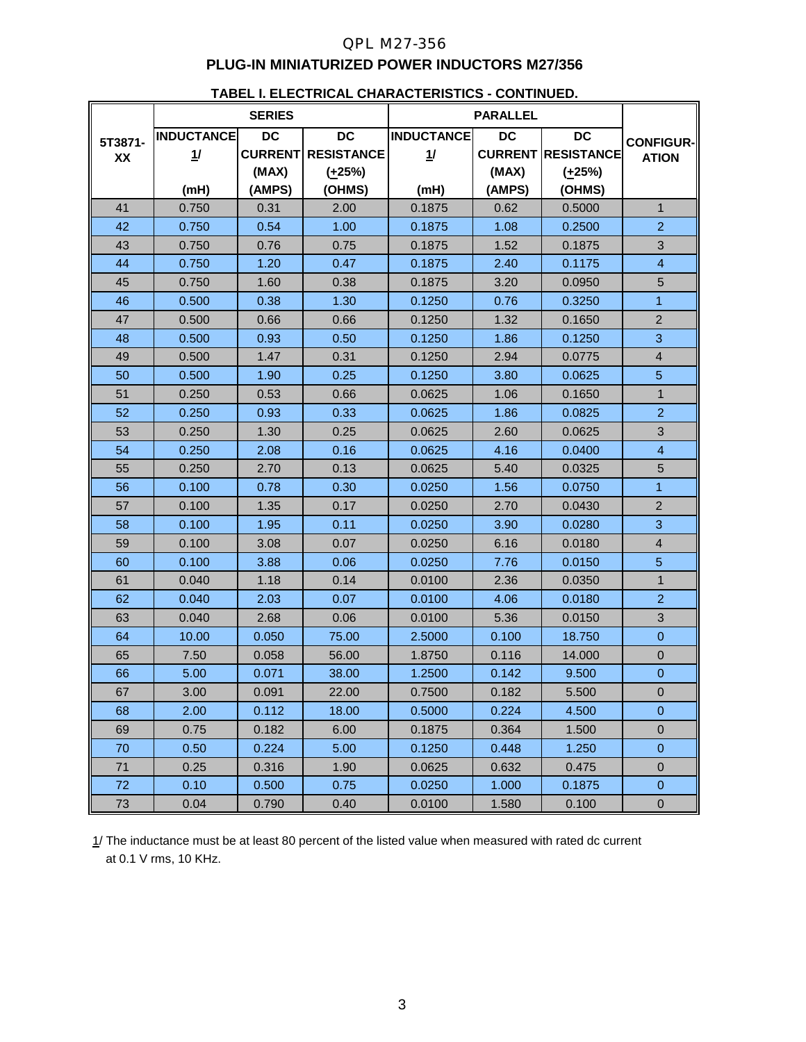QPL M27-356

## PLUG-IN MINIATURIZED POWER INDUCTORS M27/356

### TABEL I. ELECTRICAL CHARACTERISTICS - CONTINUED.

| 5T3871-XX | SERIES | | | PARALLEL | | | CONFIGURATION |
|---|---|---|---|---|---|---|---|
| | INDUCTANCE 1/ (mH) | DC CURRENT (MAX) (AMPS) | DC RESISTANCE (±25%) (OHMS) | INDUCTANCE 1/ (mH) | DC CURRENT (MAX) (AMPS) | DC RESISTANCE (±25%) (OHMS) | |
| 41 | 0.750 | 0.31 | 2.00 | 0.1875 | 0.62 | 0.5000 | 1 |
| 42 | 0.750 | 0.54 | 1.00 | 0.1875 | 1.08 | 0.2500 | 2 |
| 43 | 0.750 | 0.76 | 0.75 | 0.1875 | 1.52 | 0.1875 | 3 |
| 44 | 0.750 | 1.20 | 0.47 | 0.1875 | 2.40 | 0.1175 | 4 |
| 45 | 0.750 | 1.60 | 0.38 | 0.1875 | 3.20 | 0.0950 | 5 |
| 46 | 0.500 | 0.38 | 1.30 | 0.1250 | 0.76 | 0.3250 | 1 |
| 47 | 0.500 | 0.66 | 0.66 | 0.1250 | 1.32 | 0.1650 | 2 |
| 48 | 0.500 | 0.93 | 0.50 | 0.1250 | 1.86 | 0.1250 | 3 |
| 49 | 0.500 | 1.47 | 0.31 | 0.1250 | 2.94 | 0.0775 | 4 |
| 50 | 0.500 | 1.90 | 0.25 | 0.1250 | 3.80 | 0.0625 | 5 |
| 51 | 0.250 | 0.53 | 0.66 | 0.0625 | 1.06 | 0.1650 | 1 |
| 52 | 0.250 | 0.93 | 0.33 | 0.0625 | 1.86 | 0.0825 | 2 |
| 53 | 0.250 | 1.30 | 0.25 | 0.0625 | 2.60 | 0.0625 | 3 |
| 54 | 0.250 | 2.08 | 0.16 | 0.0625 | 4.16 | 0.0400 | 4 |
| 55 | 0.250 | 2.70 | 0.13 | 0.0625 | 5.40 | 0.0325 | 5 |
| 56 | 0.100 | 0.78 | 0.30 | 0.0250 | 1.56 | 0.0750 | 1 |
| 57 | 0.100 | 1.35 | 0.17 | 0.0250 | 2.70 | 0.0430 | 2 |
| 58 | 0.100 | 1.95 | 0.11 | 0.0250 | 3.90 | 0.0280 | 3 |
| 59 | 0.100 | 3.08 | 0.07 | 0.0250 | 6.16 | 0.0180 | 4 |
| 60 | 0.100 | 3.88 | 0.06 | 0.0250 | 7.76 | 0.0150 | 5 |
| 61 | 0.040 | 1.18 | 0.14 | 0.0100 | 2.36 | 0.0350 | 1 |
| 62 | 0.040 | 2.03 | 0.07 | 0.0100 | 4.06 | 0.0180 | 2 |
| 63 | 0.040 | 2.68 | 0.06 | 0.0100 | 5.36 | 0.0150 | 3 |
| 64 | 10.00 | 0.050 | 75.00 | 2.5000 | 0.100 | 18.750 | 0 |
| 65 | 7.50 | 0.058 | 56.00 | 1.8750 | 0.116 | 14.000 | 0 |
| 66 | 5.00 | 0.071 | 38.00 | 1.2500 | 0.142 | 9.500 | 0 |
| 67 | 3.00 | 0.091 | 22.00 | 0.7500 | 0.182 | 5.500 | 0 |
| 68 | 2.00 | 0.112 | 18.00 | 0.5000 | 0.224 | 4.500 | 0 |
| 69 | 0.75 | 0.182 | 6.00 | 0.1875 | 0.364 | 1.500 | 0 |
| 70 | 0.50 | 0.224 | 5.00 | 0.1250 | 0.448 | 1.250 | 0 |
| 71 | 0.25 | 0.316 | 1.90 | 0.0625 | 0.632 | 0.475 | 0 |
| 72 | 0.10 | 0.500 | 0.75 | 0.0250 | 1.000 | 0.1875 | 0 |
| 73 | 0.04 | 0.790 | 0.40 | 0.0100 | 1.580 | 0.100 | 0 |

1/ The inductance must be at least 80 percent of the listed value when measured with rated dc current at 0.1 V rms, 10 KHz.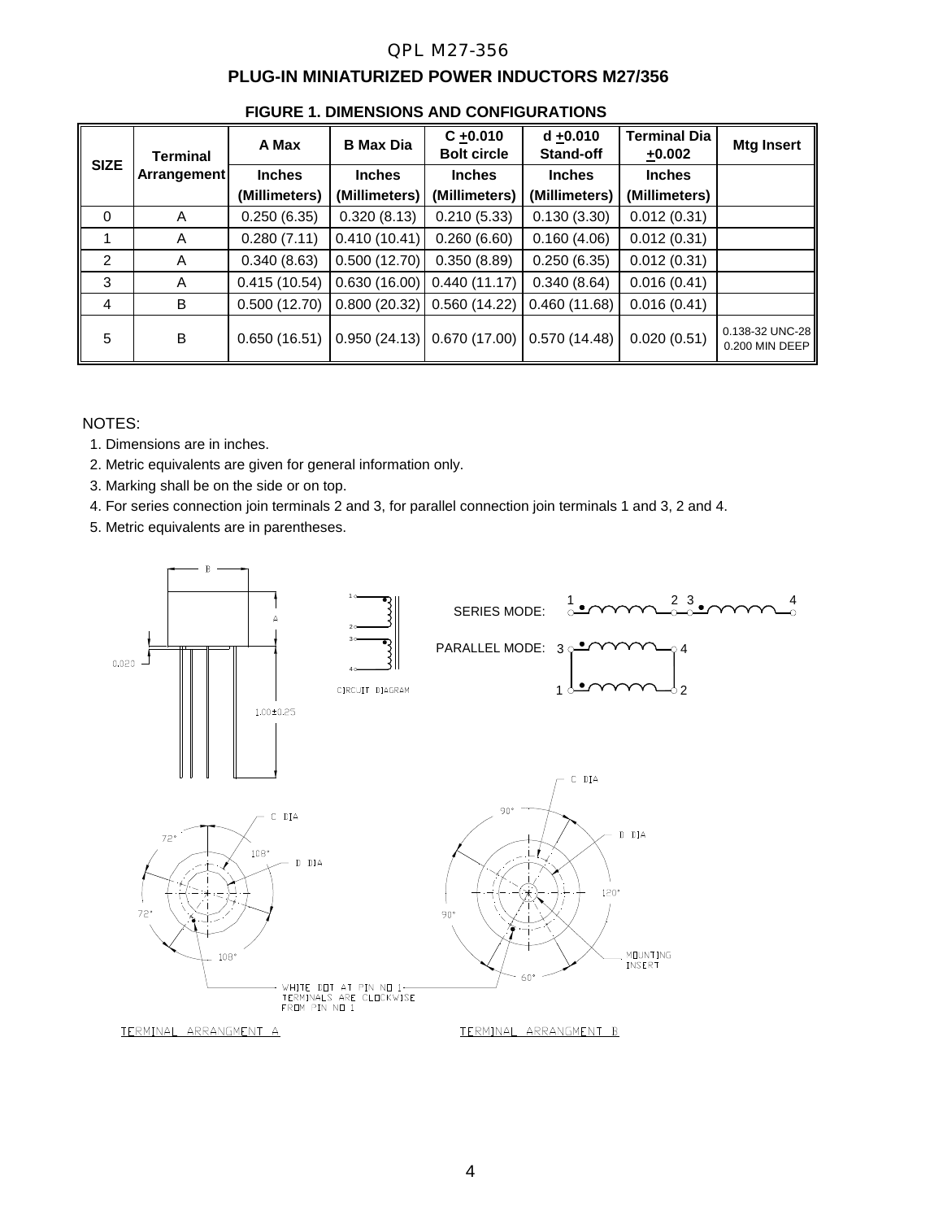QPL M27-356

## PLUG-IN MINIATURIZED POWER INDUCTORS M27/356

### FIGURE 1. DIMENSIONS AND CONFIGURATIONS

| SIZE | Terminal Arrangement | A Max | B Max Dia | C ±0.010 Bolt circle | d ±0.010 Stand-off | Terminal Dia ±0.002 | Mtg Insert |
|---|---|---|---|---|---|---|---|
| | | Inches (Millimeters) | Inches (Millimeters) | Inches (Millimeters) | Inches (Millimeters) | Inches (Millimeters) | |
| 0 | A | 0.250 (6.35) | 0.320 (8.13) | 0.210 (5.33) | 0.130 (3.30) | 0.012 (0.31) | |
| 1 | A | 0.280 (7.11) | 0.410 (10.41) | 0.260 (6.60) | 0.160 (4.06) | 0.012 (0.31) | |
| 2 | A | 0.340 (8.63) | 0.500 (12.70) | 0.350 (8.89) | 0.250 (6.35) | 0.012 (0.31) | |
| 3 | A | 0.415 (10.54) | 0.630 (16.00) | 0.440 (11.17) | 0.340 (8.64) | 0.016 (0.41) | |
| 4 | B | 0.500 (12.70) | 0.800 (20.32) | 0.560 (14.22) | 0.460 (11.68) | 0.016 (0.41) | |
| 5 | B | 0.650 (16.51) | 0.950 (24.13) | 0.670 (17.00) | 0.570 (14.48) | 0.020 (0.51) | 0.138-32 UNC-28 0.200 MIN DEEP |

NOTES:

1. Dimensions are in inches.
2. Metric equivalents are given for general information only.
3. Marking shall be on the side or on top.
4. For series connection join terminals 2 and 3, for parallel connection join terminals 1 and 3, 2 and 4.
5. Metric equivalents are in parentheses.

B
A
0.020
1.00±0.25

1
2
3
4
CIRCUIT DIAGRAM

SERIES MODE: 1 2 3 4

PARALLEL MODE: 3 4 1 2

C DIA
72°
108°
D DIA
72°
108°

C DIA
90°
D DIA
120°
90°
60°
MOUNTING INSERT

WHITE DOT AT PIN NO 1
TERMINALS ARE CLOCKWISE
FROM PIN NO 1

TERMINAL ARRANGMENT A

TERMINAL ARRANGMENT B